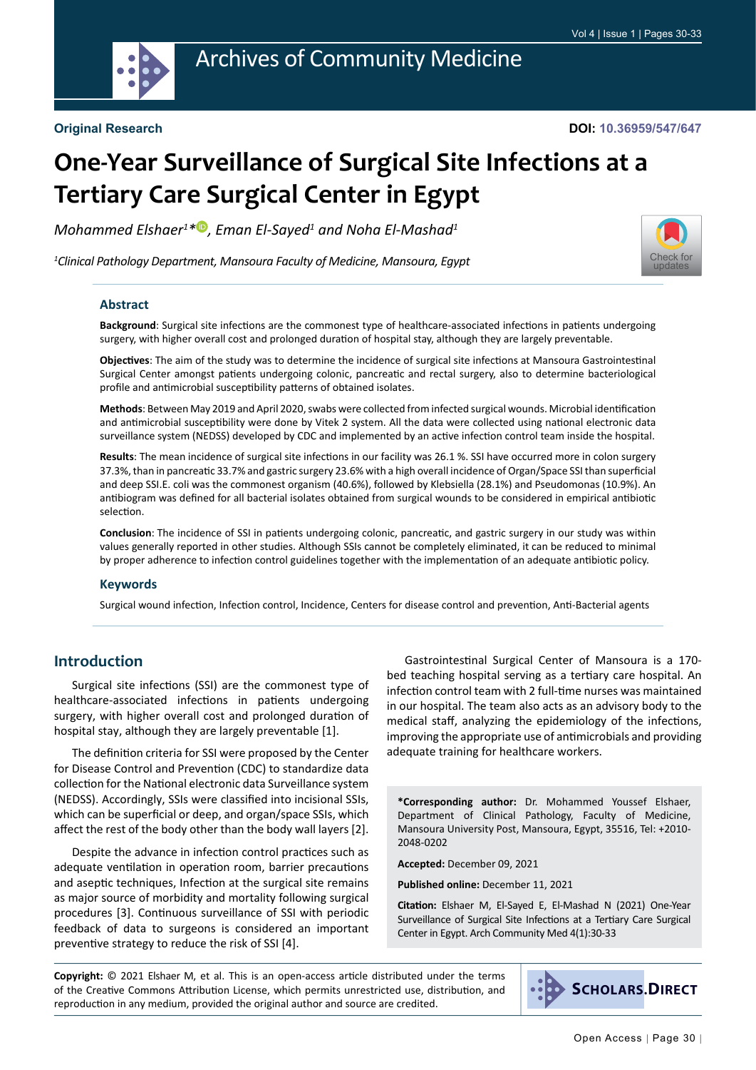Original Research

DOI: 10.36959/547/647

# One-Year Surveillance of Surgical Site Infections at a Tertiary Care Surgical Center in Egypt

*Mohammed Elshaer[1]*, Eman El-Sayed[1] and Noha El-Mashad[1]*

*[1]Clinical Pathology Department, Mansoura Faculty of Medicine, Mansoura, Egypt*

## Abstract

**Background**: Surgical site infections are the commonest type of healthcare-associated infections in patients undergoing surgery, with higher overall cost and prolonged duration of hospital stay, although they are largely preventable.

**Objectives**: The aim of the study was to determine the incidence of surgical site infections at Mansoura Gastrointestinal Surgical Center amongst patients undergoing colonic, pancreatic and rectal surgery, also to determine bacteriological profile and antimicrobial susceptibility patterns of obtained isolates.

**Methods**: Between May 2019 and April 2020, swabs were collected from infected surgical wounds. Microbial identification and antimicrobial susceptibility were done by Vitek 2 system. All the data were collected using national electronic data surveillance system (NEDSS) developed by CDC and implemented by an active infection control team inside the hospital.

**Results**: The mean incidence of surgical site infections in our facility was 26.1 %. SSI have occurred more in colon surgery 37.3%, than in pancreatic 33.7% and gastric surgery 23.6% with a high overall incidence of Organ/Space SSI than superficial and deep SSI.E. coli was the commonest organism (40.6%), followed by Klebsiella (28.1%) and Pseudomonas (10.9%). An antibiogram was defined for all bacterial isolates obtained from surgical wounds to be considered in empirical antibiotic selection.

**Conclusion**: The incidence of SSI in patients undergoing colonic, pancreatic, and gastric surgery in our study was within values generally reported in other studies. Although SSIs cannot be completely eliminated, it can be reduced to minimal by proper adherence to infection control guidelines together with the implementation of an adequate antibiotic policy.

## Keywords

Surgical wound infection, Infection control, Incidence, Centers for disease control and prevention, Anti-Bacterial agents

## Introduction

Surgical site infections (SSI) are the commonest type of healthcare-associated infections in patients undergoing surgery, with higher overall cost and prolonged duration of hospital stay, although they are largely preventable [1].

The definition criteria for SSI were proposed by the Center for Disease Control and Prevention (CDC) to standardize data collection for the National electronic data Surveillance system (NEDSS). Accordingly, SSIs were classified into incisional SSIs, which can be superficial or deep, and organ/space SSIs, which affect the rest of the body other than the body wall layers [2].

Despite the advance in infection control practices such as adequate ventilation in operation room, barrier precautions and aseptic techniques, Infection at the surgical site remains as major source of morbidity and mortality following surgical procedures [3]. Continuous surveillance of SSI with periodic feedback of data to surgeons is considered an important preventive strategy to reduce the risk of SSI [4].

Gastrointestinal Surgical Center of Mansoura is a 170-bed teaching hospital serving as a tertiary care hospital. An infection control team with 2 full-time nurses was maintained in our hospital. The team also acts as an advisory body to the medical staff, analyzing the epidemiology of the infections, improving the appropriate use of antimicrobials and providing adequate training for healthcare workers.

**\*Corresponding author:** Dr. Mohammed Youssef Elshaer, Department of Clinical Pathology, Faculty of Medicine, Mansoura University Post, Mansoura, Egypt, 35516, Tel: +2010-2048-0202

**Accepted:** December 09, 2021

**Published online:** December 11, 2021

**Citation:** Elshaer M, El-Sayed E, El-Mashad N (2021) One-Year Surveillance of Surgical Site Infections at a Tertiary Care Surgical Center in Egypt. Arch Community Med 4(1):30-33

**Copyright:** © 2021 Elshaer M, et al. This is an open-access article distributed under the terms of the Creative Commons Attribution License, which permits unrestricted use, distribution, and reproduction in any medium, provided the original author and source are credited.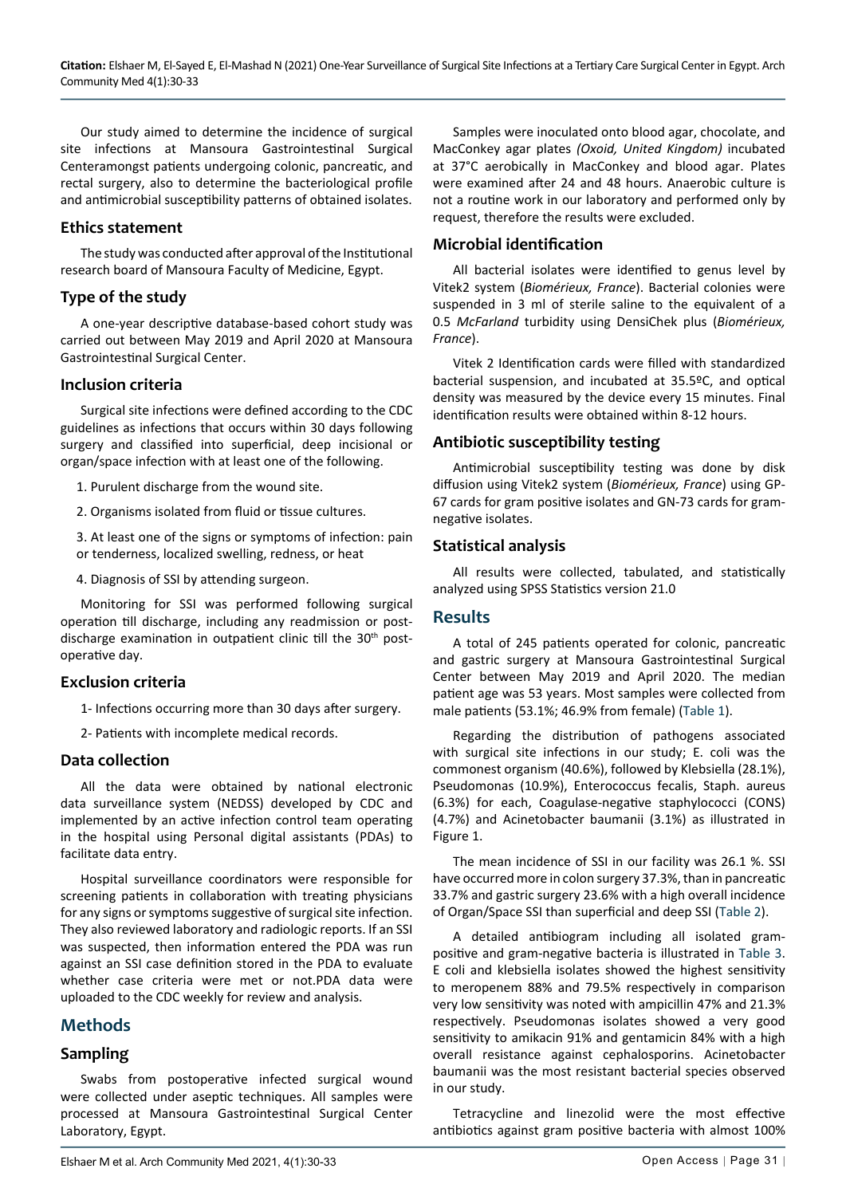Our study aimed to determine the incidence of surgical site infections at Mansoura Gastrointestinal Surgical Centeramongst patients undergoing colonic, pancreatic, and rectal surgery, also to determine the bacteriological profile and antimicrobial susceptibility patterns of obtained isolates.

## Ethics statement

The study was conducted after approval of the Institutional research board of Mansoura Faculty of Medicine, Egypt.

## Type of the study

A one-year descriptive database-based cohort study was carried out between May 2019 and April 2020 at Mansoura Gastrointestinal Surgical Center.

## Inclusion criteria

Surgical site infections were defined according to the CDC guidelines as infections that occurs within 30 days following surgery and classified into superficial, deep incisional or organ/space infection with at least one of the following.

1. Purulent discharge from the wound site.

2. Organisms isolated from fluid or tissue cultures.

3. At least one of the signs or symptoms of infection: pain or tenderness, localized swelling, redness, or heat

4. Diagnosis of SSI by attending surgeon.

Monitoring for SSI was performed following surgical operation till discharge, including any readmission or post-discharge examination in outpatient clinic till the 30th post-operative day.

## Exclusion criteria

1- Infections occurring more than 30 days after surgery.

2- Patients with incomplete medical records.

## Data collection

All the data were obtained by national electronic data surveillance system (NEDSS) developed by CDC and implemented by an active infection control team operating in the hospital using Personal digital assistants (PDAs) to facilitate data entry.

Hospital surveillance coordinators were responsible for screening patients in collaboration with treating physicians for any signs or symptoms suggestive of surgical site infection. They also reviewed laboratory and radiologic reports. If an SSI was suspected, then information entered the PDA was run against an SSI case definition stored in the PDA to evaluate whether case criteria were met or not.PDA data were uploaded to the CDC weekly for review and analysis.

# Methods

## Sampling

Swabs from postoperative infected surgical wound were collected under aseptic techniques. All samples were processed at Mansoura Gastrointestinal Surgical Center Laboratory, Egypt.

Samples were inoculated onto blood agar, chocolate, and MacConkey agar plates *(Oxoid, United Kingdom)* incubated at 37°C aerobically in MacConkey and blood agar. Plates were examined after 24 and 48 hours. Anaerobic culture is not a routine work in our laboratory and performed only by request, therefore the results were excluded.

## Microbial identification

All bacterial isolates were identified to genus level by Vitek2 system (*Biomérieux, France*). Bacterial colonies were suspended in 3 ml of sterile saline to the equivalent of a 0.5 *McFarland* turbidity using DensiChek plus (*Biomérieux, France*).

Vitek 2 Identification cards were filled with standardized bacterial suspension, and incubated at 35.5ºC, and optical density was measured by the device every 15 minutes. Final identification results were obtained within 8-12 hours.

## Antibiotic susceptibility testing

Antimicrobial susceptibility testing was done by disk diffusion using Vitek2 system (*Biomérieux, France*) using GP-67 cards for gram positive isolates and GN-73 cards for gram-negative isolates.

## Statistical analysis

All results were collected, tabulated, and statistically analyzed using SPSS Statistics version 21.0

# Results

A total of 245 patients operated for colonic, pancreatic and gastric surgery at Mansoura Gastrointestinal Surgical Center between May 2019 and April 2020. The median patient age was 53 years. Most samples were collected from male patients (53.1%; 46.9% from female) (Table 1).

Regarding the distribution of pathogens associated with surgical site infections in our study; E. coli was the commonest organism (40.6%), followed by Klebsiella (28.1%), Pseudomonas (10.9%), Enterococcus fecalis, Staph. aureus (6.3%) for each, Coagulase-negative staphylococci (CONS) (4.7%) and Acinetobacter baumanii (3.1%) as illustrated in Figure 1.

The mean incidence of SSI in our facility was 26.1 %. SSI have occurred more in colon surgery 37.3%, than in pancreatic 33.7% and gastric surgery 23.6% with a high overall incidence of Organ/Space SSI than superficial and deep SSI (Table 2).

A detailed antibiogram including all isolated gram-positive and gram-negative bacteria is illustrated in Table 3. E coli and klebsiella isolates showed the highest sensitivity to meropenem 88% and 79.5% respectively in comparison very low sensitivity was noted with ampicillin 47% and 21.3% respectively. Pseudomonas isolates showed a very good sensitivity to amikacin 91% and gentamicin 84% with a high overall resistance against cephalosporins. Acinetobacter baumanii was the most resistant bacterial species observed in our study.

Tetracycline and linezolid were the most effective antibiotics against gram positive bacteria with almost 100%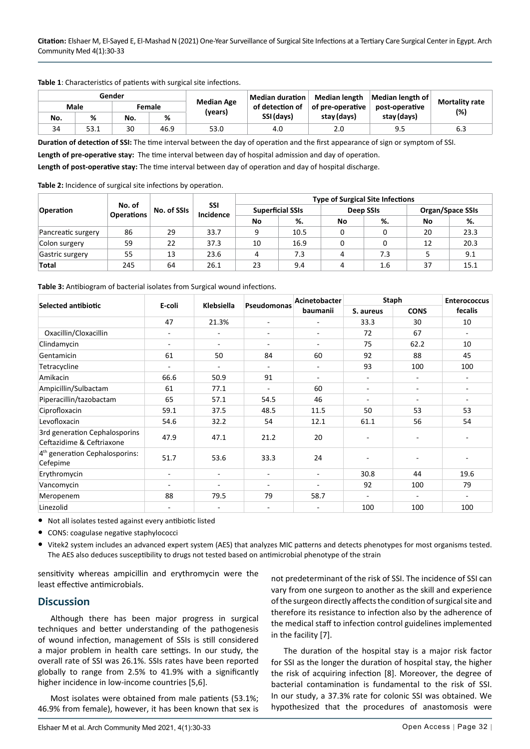**Table 1**: Characteristics of patients with surgical site infections.

| Gender | | | | Median Age (years) | Median duration of detection of SSI (days) | Median length of pre-operative stay (days) | Median length of post-operative stay (days) | Mortality rate (%) |
|---|---|---|---|---|---|---|---|---|
| Male | | Female | | | | | | |
| No. | % | No. | % | | | | | |
| 34 | 53.1 | 30 | 46.9 | 53.0 | 4.0 | 2.0 | 9.5 | 6.3 |

**Duration of detection of SSI:** The time interval between the day of operation and the first appearance of sign or symptom of SSI.

**Length of pre-operative stay:** The time interval between day of hospital admission and day of operation.

**Length of post-operative stay:** The time interval between day of operation and day of hospital discharge.

**Table 2:** Incidence of surgical site infections by operation.

| Operation | No. of Operations | No. of SSIs | SSI Incidence | Type of Surgical Site Infections | | | | | |
|---|---|---|---|---|---|---|---|---|---|
| | | | | Superficial SSIs | | Deep SSIs | | Organ/Space SSIs | |
| | | | | No | %. | No | %. | No | %. |
| Pancreatic surgery | 86 | 29 | 33.7 | 9 | 10.5 | 0 | 0 | 20 | 23.3 |
| Colon surgery | 59 | 22 | 37.3 | 10 | 16.9 | 0 | 0 | 12 | 20.3 |
| Gastric surgery | 55 | 13 | 23.6 | 4 | 7.3 | 4 | 7.3 | 5 | 9.1 |
| **Total** | 245 | 64 | 26.1 | 23 | 9.4 | 4 | 1.6 | 37 | 15.1 |

**Table 3:** Antibiogram of bacterial isolates from Surgical wound infections.

| Selected antibiotic | E-coli | Klebsiella | Pseudomonas | Acinetobacter baumanii | Staph | | Enterococcus fecalis |
|---|---|---|---|---|---|---|---|
| | | | | | S. aureus | CONS | |
| | 47 | 21.3% | - | - | 33.3 | 30 | 10 |
| Oxacillin/Cloxacillin | - | - | - | - | 72 | 67 | - |
| Clindamycin | - | - | - | - | 75 | 62.2 | 10 |
| Gentamicin | 61 | 50 | 84 | 60 | 92 | 88 | 45 |
| Tetracycline | - | - | - | - | 93 | 100 | 100 |
| Amikacin | 66.6 | 50.9 | 91 | - | - | - | - |
| Ampicillin/Sulbactam | 61 | 77.1 | - | 60 | - | - | - |
| Piperacillin/tazobactam | 65 | 57.1 | 54.5 | 46 | - | - | - |
| Ciprofloxacin | 59.1 | 37.5 | 48.5 | 11.5 | 50 | 53 | 53 |
| Levofloxacin | 54.6 | 32.2 | 54 | 12.1 | 61.1 | 56 | 54 |
| 3rd generation Cephalosporins Ceftazidime & Ceftriaxone | 47.9 | 47.1 | 21.2 | 20 | - | - | - |
| 4th generation Cephalosporins: Cefepime | 51.7 | 53.6 | 33.3 | 24 | - | - | - |
| Erythromycin | - | - | - | - | 30.8 | 44 | 19.6 |
| Vancomycin | - | - | - | - | 92 | 100 | 79 |
| Meropenem | 88 | 79.5 | 79 | 58.7 | - | - | - |
| Linezolid | - | - | - | - | 100 | 100 | 100 |

- Not all isolates tested against every antibiotic listed
- CONS: coagulase negative staphylococci
- Vitek2 system includes an advanced expert system (AES) that analyzes MIC patterns and detects phenotypes for most organisms tested. The AES also deduces susceptibility to drugs not tested based on antimicrobial phenotype of the strain

sensitivity whereas ampicillin and erythromycin were the least effective antimicrobials.

## Discussion

Although there has been major progress in surgical techniques and better understanding of the pathogenesis of wound infection, management of SSIs is still considered a major problem in health care settings. In our study, the overall rate of SSI was 26.1%. SSIs rates have been reported globally to range from 2.5% to 41.9% with a significantly higher incidence in low-income countries [5,6].

Most isolates were obtained from male patients (53.1%; 46.9% from female), however, it has been known that sex is not predeterminant of the risk of SSI. The incidence of SSI can vary from one surgeon to another as the skill and experience of the surgeon directly affects the condition of surgical site and therefore its resistance to infection also by the adherence of the medical staff to infection control guidelines implemented in the facility [7].

The duration of the hospital stay is a major risk factor for SSI as the longer the duration of hospital stay, the higher the risk of acquiring infection [8]. Moreover, the degree of bacterial contamination is fundamental to the risk of SSI. In our study, a 37.3% rate for colonic SSI was obtained. We hypothesized that the procedures of anastomosis were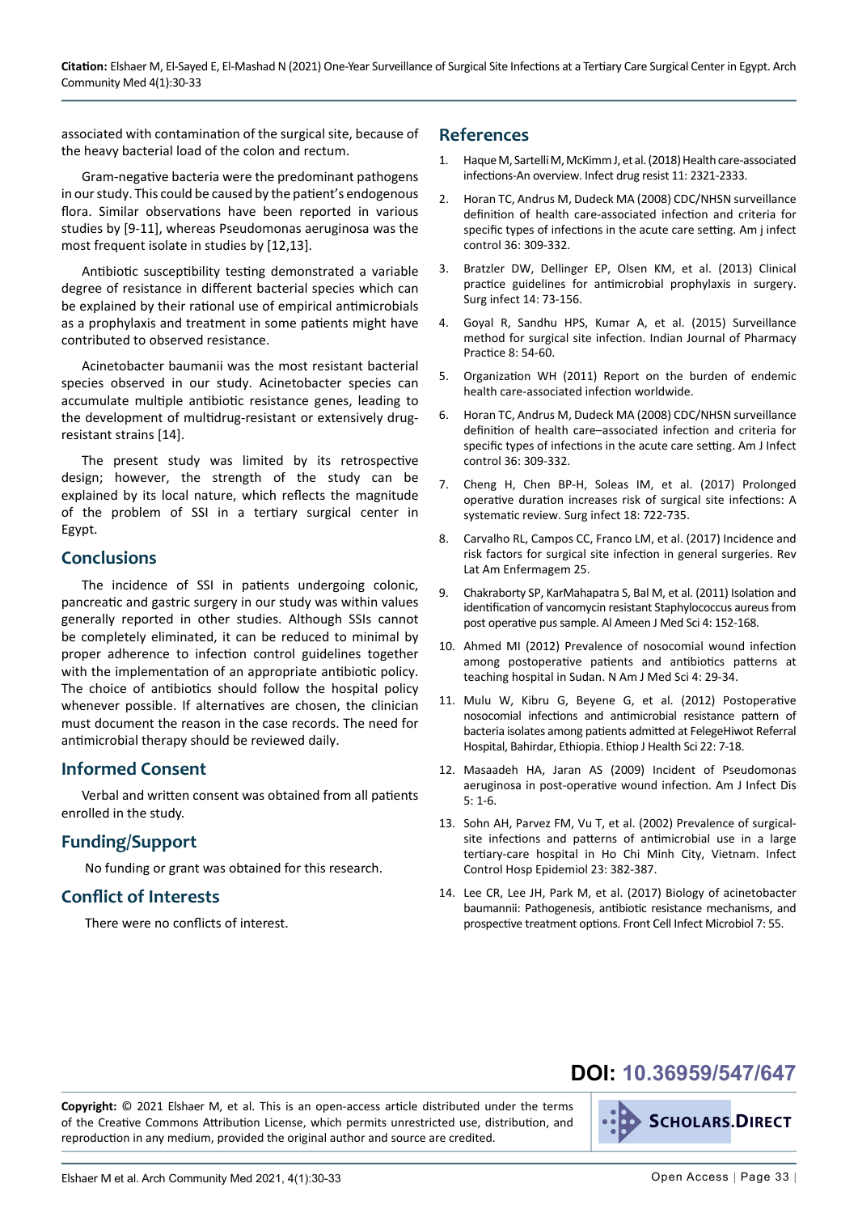associated with contamination of the surgical site, because of the heavy bacterial load of the colon and rectum.

Gram-negative bacteria were the predominant pathogens in our study. This could be caused by the patient's endogenous flora. Similar observations have been reported in various studies by [9-11], whereas Pseudomonas aeruginosa was the most frequent isolate in studies by [12,13].

Antibiotic susceptibility testing demonstrated a variable degree of resistance in different bacterial species which can be explained by their rational use of empirical antimicrobials as a prophylaxis and treatment in some patients might have contributed to observed resistance.

Acinetobacter baumanii was the most resistant bacterial species observed in our study. Acinetobacter species can accumulate multiple antibiotic resistance genes, leading to the development of multidrug-resistant or extensively drug-resistant strains [14].

The present study was limited by its retrospective design; however, the strength of the study can be explained by its local nature, which reflects the magnitude of the problem of SSI in a tertiary surgical center in Egypt.

## Conclusions

The incidence of SSI in patients undergoing colonic, pancreatic and gastric surgery in our study was within values generally reported in other studies. Although SSIs cannot be completely eliminated, it can be reduced to minimal by proper adherence to infection control guidelines together with the implementation of an appropriate antibiotic policy. The choice of antibiotics should follow the hospital policy whenever possible. If alternatives are chosen, the clinician must document the reason in the case records. The need for antimicrobial therapy should be reviewed daily.

## Informed Consent

Verbal and written consent was obtained from all patients enrolled in the study.

## Funding/Support

No funding or grant was obtained for this research.

## Conflict of Interests

There were no conflicts of interest.

## References

1. Haque M, Sartelli M, McKimm J, et al. (2018) Health care-associated infections-An overview. Infect drug resist 11: 2321-2333.
2. Horan TC, Andrus M, Dudeck MA (2008) CDC/NHSN surveillance definition of health care-associated infection and criteria for specific types of infections in the acute care setting. Am j infect control 36: 309-332.
3. Bratzler DW, Dellinger EP, Olsen KM, et al. (2013) Clinical practice guidelines for antimicrobial prophylaxis in surgery. Surg infect 14: 73-156.
4. Goyal R, Sandhu HPS, Kumar A, et al. (2015) Surveillance method for surgical site infection. Indian Journal of Pharmacy Practice 8: 54-60.
5. Organization WH (2011) Report on the burden of endemic health care-associated infection worldwide.
6. Horan TC, Andrus M, Dudeck MA (2008) CDC/NHSN surveillance definition of health care–associated infection and criteria for specific types of infections in the acute care setting. Am J Infect control 36: 309-332.
7. Cheng H, Chen BP-H, Soleas IM, et al. (2017) Prolonged operative duration increases risk of surgical site infections: A systematic review. Surg infect 18: 722-735.
8. Carvalho RL, Campos CC, Franco LM, et al. (2017) Incidence and risk factors for surgical site infection in general surgeries. Rev Lat Am Enfermagem 25.
9. Chakraborty SP, KarMahapatra S, Bal M, et al. (2011) Isolation and identification of vancomycin resistant Staphylococcus aureus from post operative pus sample. Al Ameen J Med Sci 4: 152-168.
10. Ahmed MI (2012) Prevalence of nosocomial wound infection among postoperative patients and antibiotics patterns at teaching hospital in Sudan. N Am J Med Sci 4: 29-34.
11. Mulu W, Kibru G, Beyene G, et al. (2012) Postoperative nosocomial infections and antimicrobial resistance pattern of bacteria isolates among patients admitted at FelegeHiwot Referral Hospital, Bahirdar, Ethiopia. Ethiop J Health Sci 22: 7-18.
12. Masaadeh HA, Jaran AS (2009) Incident of Pseudomonas aeruginosa in post-operative wound infection. Am J Infect Dis 5: 1-6.
13. Sohn AH, Parvez FM, Vu T, et al. (2002) Prevalence of surgical-site infections and patterns of antimicrobial use in a large tertiary-care hospital in Ho Chi Minh City, Vietnam. Infect Control Hosp Epidemiol 23: 382-387.
14. Lee CR, Lee JH, Park M, et al. (2017) Biology of acinetobacter baumannii: Pathogenesis, antibiotic resistance mechanisms, and prospective treatment options. Front Cell Infect Microbiol 7: 55.

**DOI: 10.36959/547/647**

**Copyright:** © 2021 Elshaer M, et al. This is an open-access article distributed under the terms of the Creative Commons Attribution License, which permits unrestricted use, distribution, and reproduction in any medium, provided the original author and source are credited.